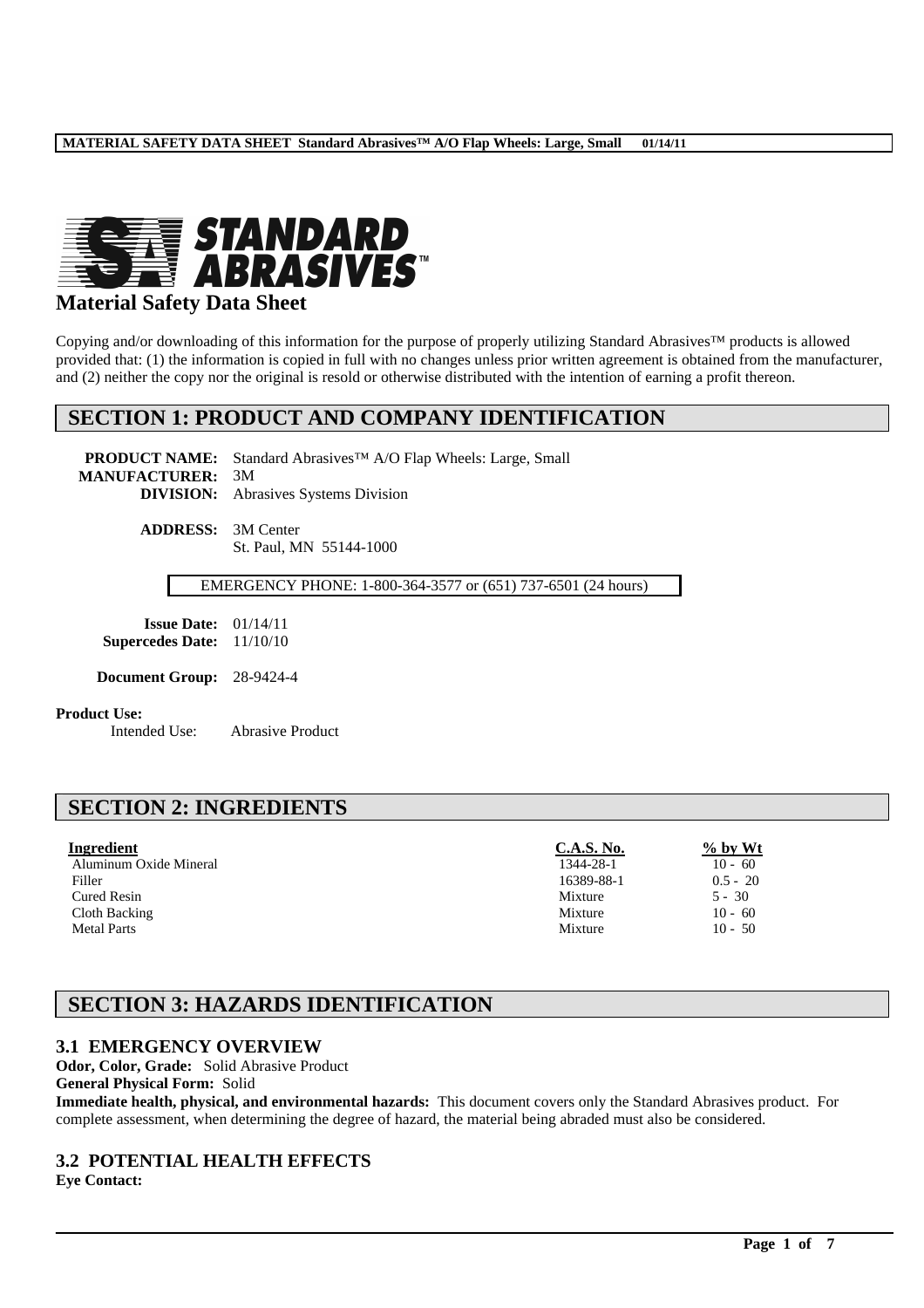# Material Safety Data Sheet

Copying and/or downloading of this information for the purpose of properly utilizing Standard Abrasives™ products is allowed provided that: (1) the information is copied in full with no changes unless prior written agreement is obtained from the manufacturer, and (2) neither the copy nor the original is resold or otherwise distributed with the intention of earning a profit thereon.

## SECTION 1: PRODUCT AND COMPANY IDENTIFICATION

**PRODUCT NAME:** Standard Abrasives™ A/O Flap Wheels: Large, Small
**MANUFACTURER:** 3M
**DIVISION:** Abrasives Systems Division

**ADDRESS:** 3M Center
St. Paul, MN 55144-1000

EMERGENCY PHONE: 1-800-364-3577 or (651) 737-6501 (24 hours)

**Issue Date:** 01/14/11
**Supercedes Date:** 11/10/10

**Document Group:** 28-9424-4

**Product Use:**
Intended Use: Abrasive Product

## SECTION 2: INGREDIENTS

| Ingredient | C.A.S. No. | % by Wt |
|---|---|---|
| Aluminum Oxide Mineral | 1344-28-1 | 10 - 60 |
| Filler | 16389-88-1 | 0.5 - 20 |
| Cured Resin | Mixture | 5 - 30 |
| Cloth Backing | Mixture | 10 - 60 |
| Metal Parts | Mixture | 10 - 50 |

## SECTION 3: HAZARDS IDENTIFICATION

### 3.1 EMERGENCY OVERVIEW

**Odor, Color, Grade:** Solid Abrasive Product
**General Physical Form:** Solid
**Immediate health, physical, and environmental hazards:** This document covers only the Standard Abrasives product. For complete assessment, when determining the degree of hazard, the material being abraded must also be considered.

### 3.2 POTENTIAL HEALTH EFFECTS

**Eye Contact:**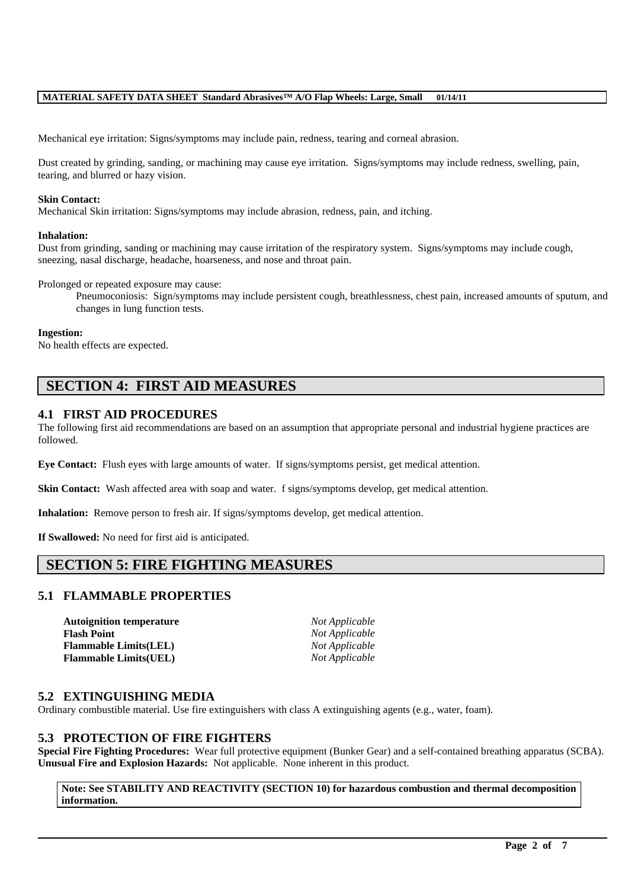Mechanical eye irritation: Signs/symptoms may include pain, redness, tearing and corneal abrasion.

Dust created by grinding, sanding, or machining may cause eye irritation. Signs/symptoms may include redness, swelling, pain, tearing, and blurred or hazy vision.

**Skin Contact:**
Mechanical Skin irritation: Signs/symptoms may include abrasion, redness, pain, and itching.

**Inhalation:**
Dust from grinding, sanding or machining may cause irritation of the respiratory system. Signs/symptoms may include cough, sneezing, nasal discharge, headache, hoarseness, and nose and throat pain.

Prolonged or repeated exposure may cause:

Pneumoconiosis: Sign/symptoms may include persistent cough, breathlessness, chest pain, increased amounts of sputum, and changes in lung function tests.

**Ingestion:**
No health effects are expected.

# SECTION 4: FIRST AID MEASURES

## 4.1 FIRST AID PROCEDURES

The following first aid recommendations are based on an assumption that appropriate personal and industrial hygiene practices are followed.

**Eye Contact:** Flush eyes with large amounts of water. If signs/symptoms persist, get medical attention.

**Skin Contact:** Wash affected area with soap and water. f signs/symptoms develop, get medical attention.

**Inhalation:** Remove person to fresh air. If signs/symptoms develop, get medical attention.

**If Swallowed:** No need for first aid is anticipated.

# SECTION 5: FIRE FIGHTING MEASURES

## 5.1 FLAMMABLE PROPERTIES

| | |
|---|---|
| **Autoignition temperature** | *Not Applicable* |
| **Flash Point** | *Not Applicable* |
| **Flammable Limits(LEL)** | *Not Applicable* |
| **Flammable Limits(UEL)** | *Not Applicable* |

## 5.2 EXTINGUISHING MEDIA

Ordinary combustible material. Use fire extinguishers with class A extinguishing agents (e.g., water, foam).

## 5.3 PROTECTION OF FIRE FIGHTERS

**Special Fire Fighting Procedures:** Wear full protective equipment (Bunker Gear) and a self-contained breathing apparatus (SCBA).
**Unusual Fire and Explosion Hazards:** Not applicable. None inherent in this product.

**Note: See STABILITY AND REACTIVITY (SECTION 10) for hazardous combustion and thermal decomposition information.**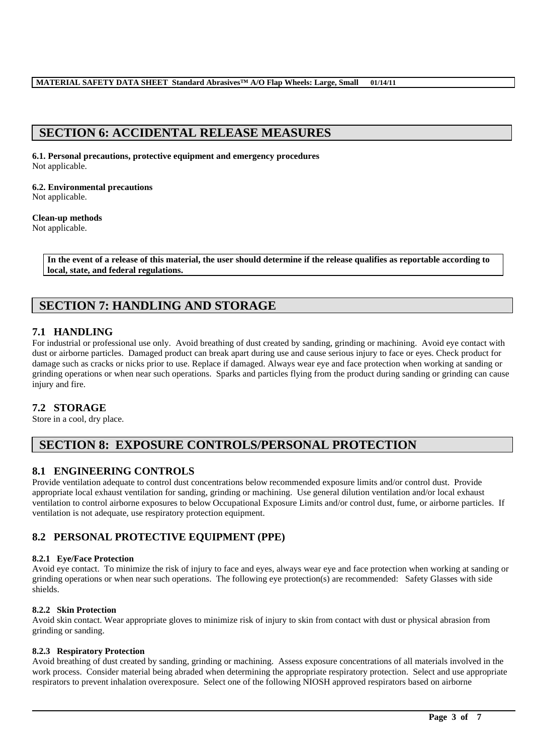# SECTION 6: ACCIDENTAL RELEASE MEASURES

**6.1. Personal precautions, protective equipment and emergency procedures**
Not applicable.

**6.2. Environmental precautions**
Not applicable.

**Clean-up methods**
Not applicable.

**In the event of a release of this material, the user should determine if the release qualifies as reportable according to local, state, and federal regulations.**

# SECTION 7: HANDLING AND STORAGE

## 7.1 HANDLING

For industrial or professional use only. Avoid breathing of dust created by sanding, grinding or machining. Avoid eye contact with dust or airborne particles. Damaged product can break apart during use and cause serious injury to face or eyes. Check product for damage such as cracks or nicks prior to use. Replace if damaged. Always wear eye and face protection when working at sanding or grinding operations or when near such operations. Sparks and particles flying from the product during sanding or grinding can cause injury and fire.

## 7.2 STORAGE

Store in a cool, dry place.

# SECTION 8: EXPOSURE CONTROLS/PERSONAL PROTECTION

## 8.1 ENGINEERING CONTROLS

Provide ventilation adequate to control dust concentrations below recommended exposure limits and/or control dust. Provide appropriate local exhaust ventilation for sanding, grinding or machining. Use general dilution ventilation and/or local exhaust ventilation to control airborne exposures to below Occupational Exposure Limits and/or control dust, fume, or airborne particles. If ventilation is not adequate, use respiratory protection equipment.

## 8.2 PERSONAL PROTECTIVE EQUIPMENT (PPE)

### 8.2.1 Eye/Face Protection

Avoid eye contact. To minimize the risk of injury to face and eyes, always wear eye and face protection when working at sanding or grinding operations or when near such operations. The following eye protection(s) are recommended: Safety Glasses with side shields.

### 8.2.2 Skin Protection

Avoid skin contact. Wear appropriate gloves to minimize risk of injury to skin from contact with dust or physical abrasion from grinding or sanding.

### 8.2.3 Respiratory Protection

Avoid breathing of dust created by sanding, grinding or machining. Assess exposure concentrations of all materials involved in the work process. Consider material being abraded when determining the appropriate respiratory protection. Select and use appropriate respirators to prevent inhalation overexposure. Select one of the following NIOSH approved respirators based on airborne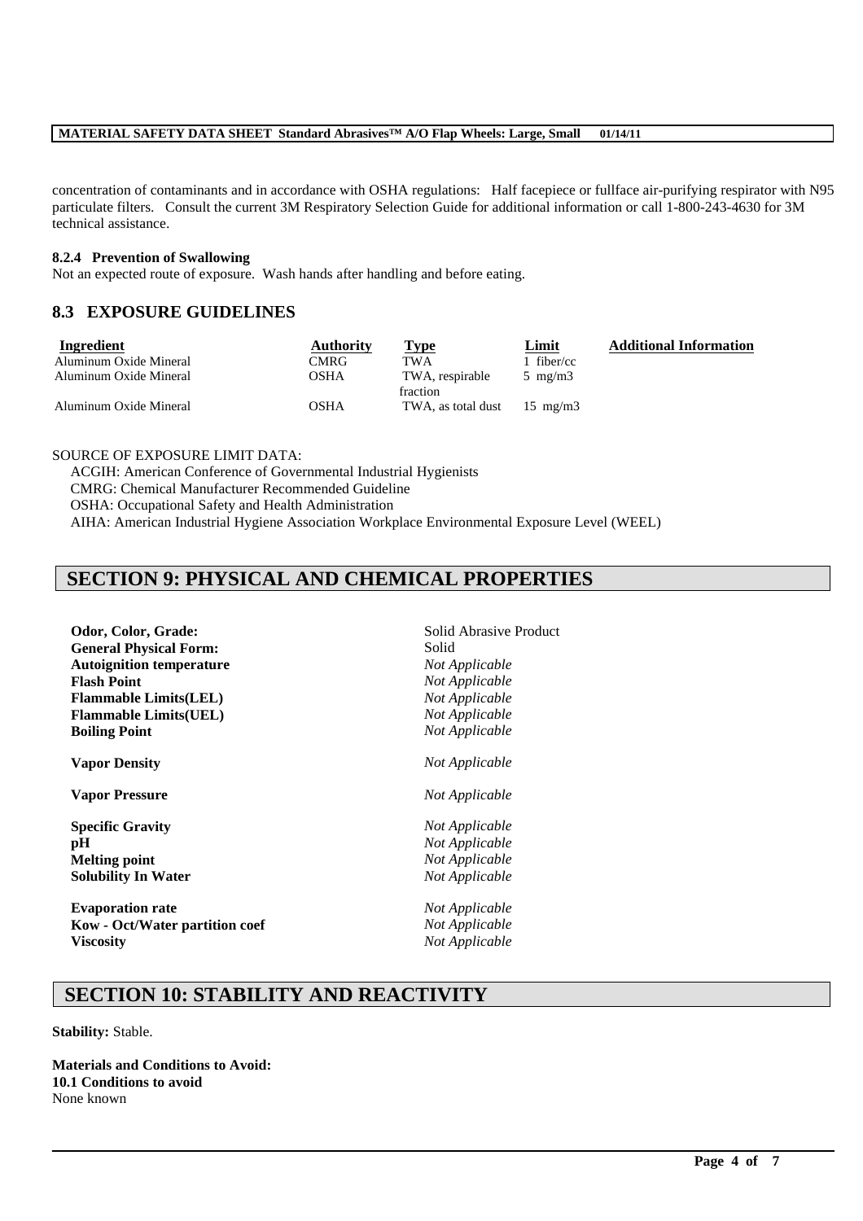concentration of contaminants and in accordance with OSHA regulations: Half facepiece or fullface air-purifying respirator with N95 particulate filters. Consult the current 3M Respiratory Selection Guide for additional information or call 1-800-243-4630 for 3M technical assistance.

**8.2.4 Prevention of Swallowing**

Not an expected route of exposure. Wash hands after handling and before eating.

## 8.3 EXPOSURE GUIDELINES

| Ingredient | Authority | Type | Limit | Additional Information |
|---|---|---|---|---|
| Aluminum Oxide Mineral | CMRG | TWA | 1 fiber/cc | |
| Aluminum Oxide Mineral | OSHA | TWA, respirable fraction | 5 mg/m3 | |
| Aluminum Oxide Mineral | OSHA | TWA, as total dust | 15 mg/m3 | |

SOURCE OF EXPOSURE LIMIT DATA:

ACGIH: American Conference of Governmental Industrial Hygienists
CMRG: Chemical Manufacturer Recommended Guideline
OSHA: Occupational Safety and Health Administration
AIHA: American Industrial Hygiene Association Workplace Environmental Exposure Level (WEEL)

# SECTION 9: PHYSICAL AND CHEMICAL PROPERTIES

| | |
|---|---|
| **Odor, Color, Grade:** | Solid Abrasive Product |
| **General Physical Form:** | Solid |
| **Autoignition temperature** | *Not Applicable* |
| **Flash Point** | *Not Applicable* |
| **Flammable Limits(LEL)** | *Not Applicable* |
| **Flammable Limits(UEL)** | *Not Applicable* |
| **Boiling Point** | *Not Applicable* |
| **Vapor Density** | *Not Applicable* |
| **Vapor Pressure** | *Not Applicable* |
| **Specific Gravity** | *Not Applicable* |
| **pH** | *Not Applicable* |
| **Melting point** | *Not Applicable* |
| **Solubility In Water** | *Not Applicable* |
| **Evaporation rate** | *Not Applicable* |
| **Kow - Oct/Water partition coef** | *Not Applicable* |
| **Viscosity** | *Not Applicable* |

# SECTION 10: STABILITY AND REACTIVITY

**Stability:** Stable.

**Materials and Conditions to Avoid:**

**10.1 Conditions to avoid**

None known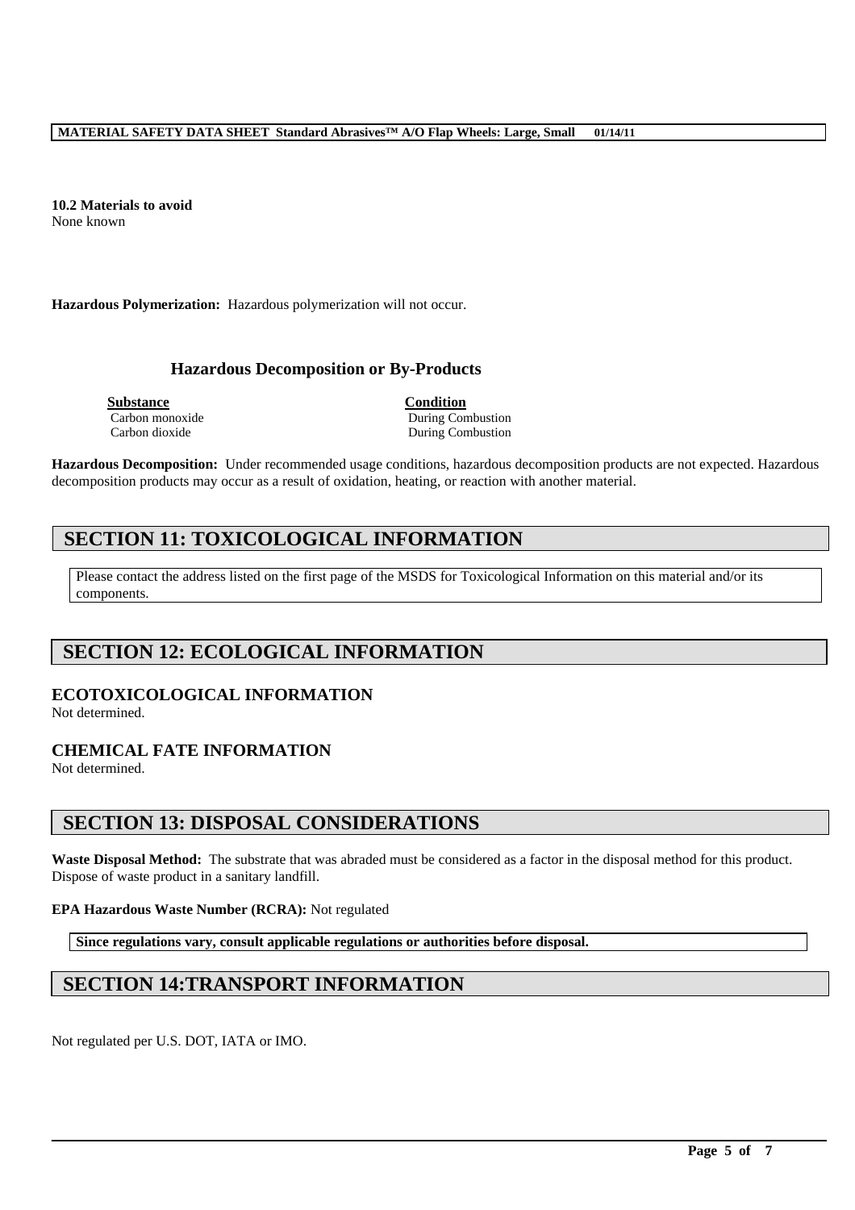**10.2 Materials to avoid**
None known

**Hazardous Polymerization:** Hazardous polymerization will not occur.

### Hazardous Decomposition or By-Products

| Substance | Condition |
| --- | --- |
| Carbon monoxide | During Combustion |
| Carbon dioxide | During Combustion |

**Hazardous Decomposition:** Under recommended usage conditions, hazardous decomposition products are not expected. Hazardous decomposition products may occur as a result of oxidation, heating, or reaction with another material.

## SECTION 11: TOXICOLOGICAL INFORMATION

Please contact the address listed on the first page of the MSDS for Toxicological Information on this material and/or its components.

## SECTION 12: ECOLOGICAL INFORMATION

### ECOTOXICOLOGICAL INFORMATION

Not determined.

### CHEMICAL FATE INFORMATION

Not determined.

## SECTION 13: DISPOSAL CONSIDERATIONS

**Waste Disposal Method:** The substrate that was abraded must be considered as a factor in the disposal method for this product. Dispose of waste product in a sanitary landfill.

**EPA Hazardous Waste Number (RCRA):** Not regulated

**Since regulations vary, consult applicable regulations or authorities before disposal.**

## SECTION 14:TRANSPORT INFORMATION

Not regulated per U.S. DOT, IATA or IMO.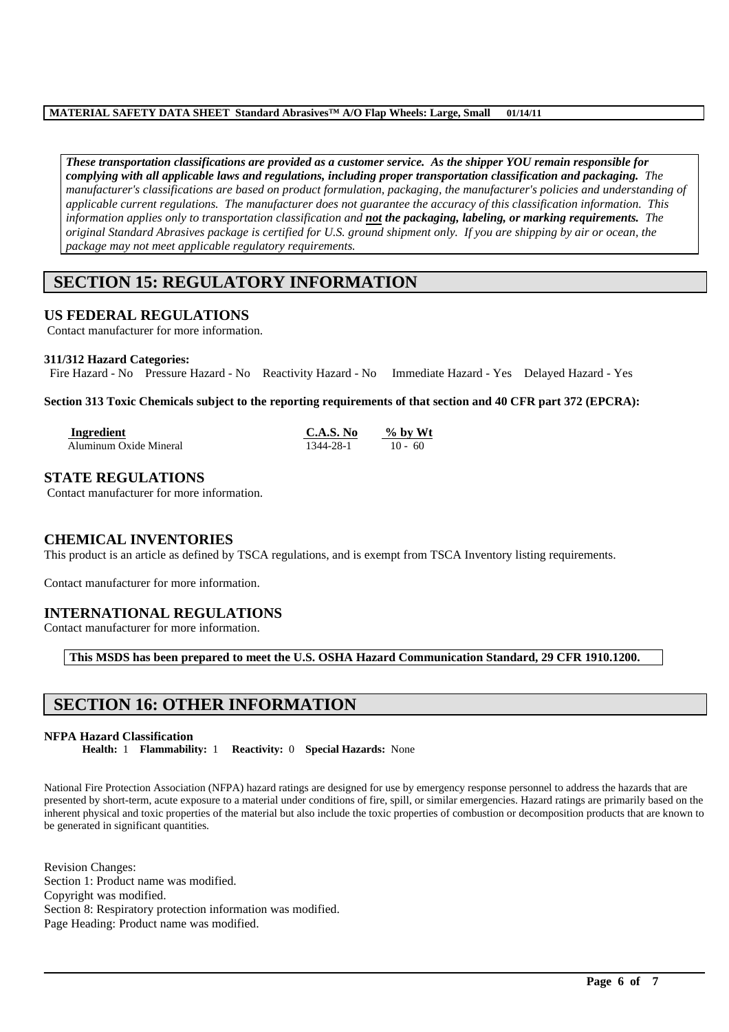***These transportation classifications are provided as a customer service. As the shipper YOU remain responsible for complying with all applicable laws and regulations, including proper transportation classification and packaging.*** *The manufacturer's classifications are based on product formulation, packaging, the manufacturer's policies and understanding of applicable current regulations. The manufacturer does not guarantee the accuracy of this classification information. This information applies only to transportation classification and* ***not the packaging, labeling, or marking requirements.*** *The original Standard Abrasives package is certified for U.S. ground shipment only. If you are shipping by air or ocean, the package may not meet applicable regulatory requirements.*

## SECTION 15: REGULATORY INFORMATION

### US FEDERAL REGULATIONS

Contact manufacturer for more information.

**311/312 Hazard Categories:**

Fire Hazard - No Pressure Hazard - No Reactivity Hazard - No Immediate Hazard - Yes Delayed Hazard - Yes

**Section 313 Toxic Chemicals subject to the reporting requirements of that section and 40 CFR part 372 (EPCRA):**

| Ingredient | C.A.S. No | % by Wt |
|---|---|---|
| Aluminum Oxide Mineral | 1344-28-1 | 10 - 60 |

### STATE REGULATIONS

Contact manufacturer for more information.

### CHEMICAL INVENTORIES

This product is an article as defined by TSCA regulations, and is exempt from TSCA Inventory listing requirements.

Contact manufacturer for more information.

### INTERNATIONAL REGULATIONS

Contact manufacturer for more information.

**This MSDS has been prepared to meet the U.S. OSHA Hazard Communication Standard, 29 CFR 1910.1200.**

## SECTION 16: OTHER INFORMATION

**NFPA Hazard Classification**

**Health:** 1 **Flammability:** 1 **Reactivity:** 0 **Special Hazards:** None

National Fire Protection Association (NFPA) hazard ratings are designed for use by emergency response personnel to address the hazards that are presented by short-term, acute exposure to a material under conditions of fire, spill, or similar emergencies. Hazard ratings are primarily based on the inherent physical and toxic properties of the material but also include the toxic properties of combustion or decomposition products that are known to be generated in significant quantities.

Revision Changes:
Section 1: Product name was modified.
Copyright was modified.
Section 8: Respiratory protection information was modified.
Page Heading: Product name was modified.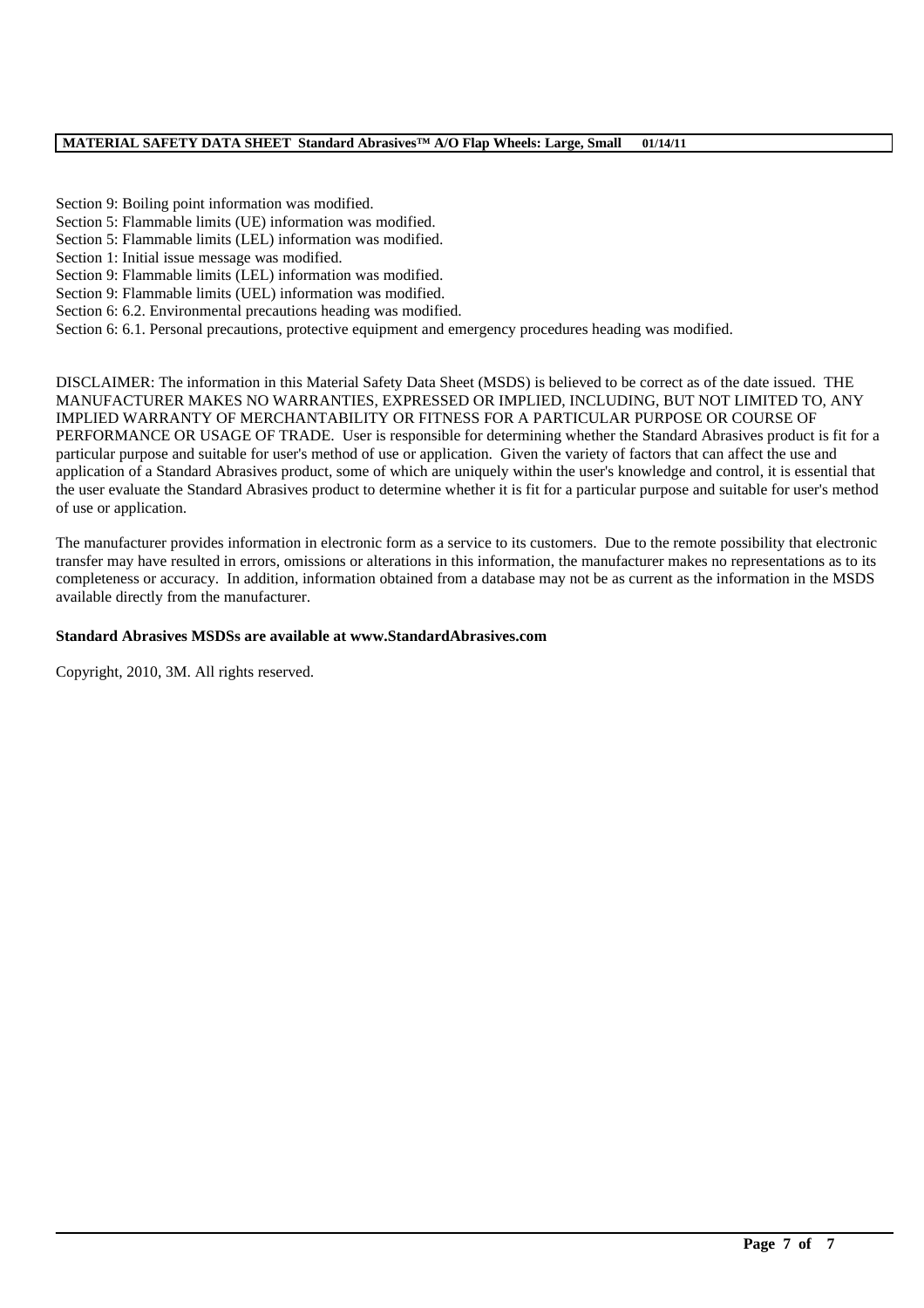Section 9: Boiling point information was modified.
Section 5: Flammable limits (UE) information was modified.
Section 5: Flammable limits (LEL) information was modified.
Section 1: Initial issue message was modified.
Section 9: Flammable limits (LEL) information was modified.
Section 9: Flammable limits (UEL) information was modified.
Section 6: 6.2. Environmental precautions heading was modified.
Section 6: 6.1. Personal precautions, protective equipment and emergency procedures heading was modified.

DISCLAIMER: The information in this Material Safety Data Sheet (MSDS) is believed to be correct as of the date issued. THE MANUFACTURER MAKES NO WARRANTIES, EXPRESSED OR IMPLIED, INCLUDING, BUT NOT LIMITED TO, ANY IMPLIED WARRANTY OF MERCHANTABILITY OR FITNESS FOR A PARTICULAR PURPOSE OR COURSE OF PERFORMANCE OR USAGE OF TRADE. User is responsible for determining whether the Standard Abrasives product is fit for a particular purpose and suitable for user's method of use or application. Given the variety of factors that can affect the use and application of a Standard Abrasives product, some of which are uniquely within the user's knowledge and control, it is essential that the user evaluate the Standard Abrasives product to determine whether it is fit for a particular purpose and suitable for user's method of use or application.

The manufacturer provides information in electronic form as a service to its customers. Due to the remote possibility that electronic transfer may have resulted in errors, omissions or alterations in this information, the manufacturer makes no representations as to its completeness or accuracy. In addition, information obtained from a database may not be as current as the information in the MSDS available directly from the manufacturer.

**Standard Abrasives MSDSs are available at www.StandardAbrasives.com**

Copyright, 2010, 3M. All rights reserved.